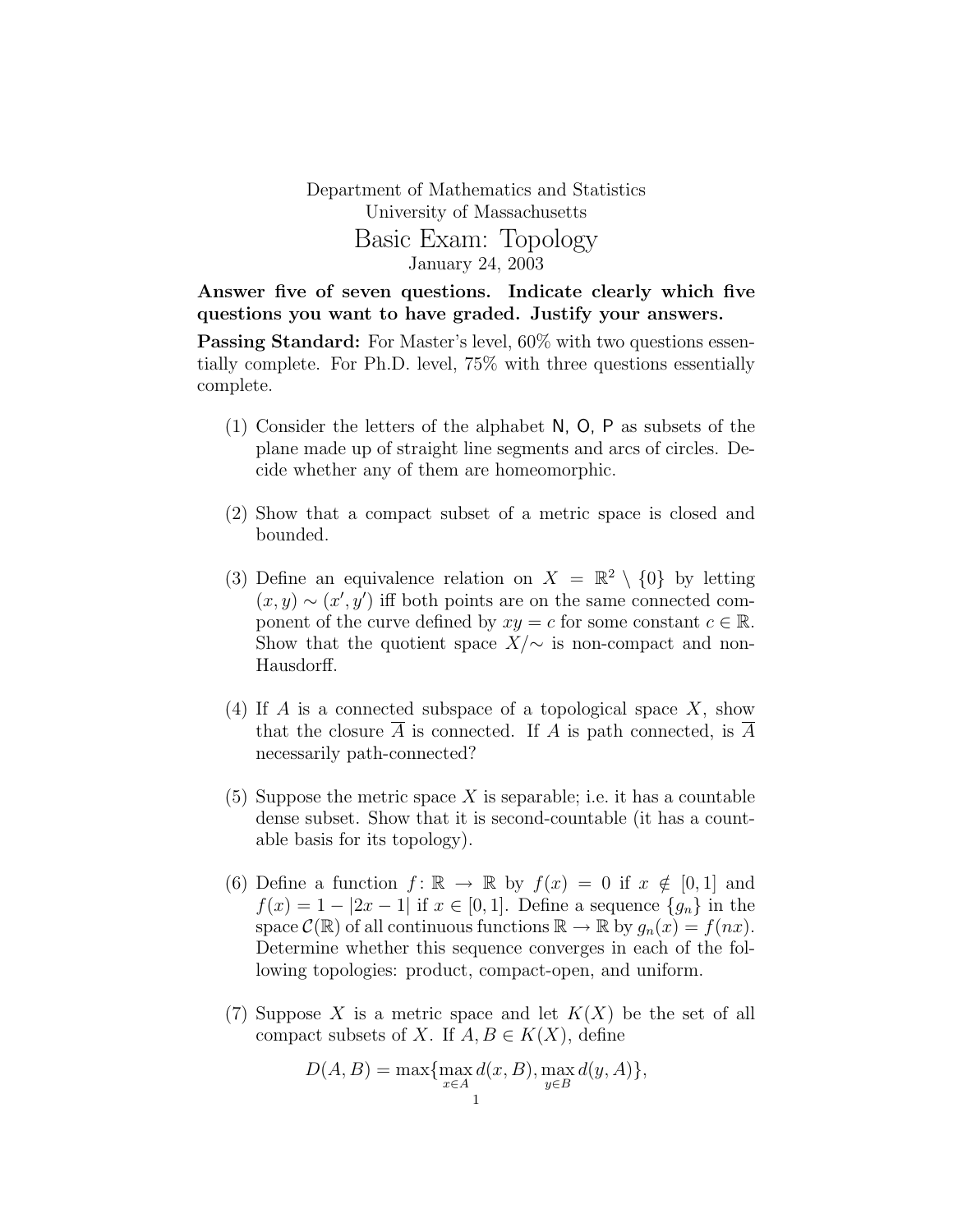Department of Mathematics and Statistics
University of Massachusetts

# Basic Exam: Topology

January 24, 2003

**Answer five of seven questions. Indicate clearly which five questions you want to have graded. Justify your answers.**

**Passing Standard:** For Master's level, 60% with two questions essentially complete. For Ph.D. level, 75% with three questions essentially complete.

(1) Consider the letters of the alphabet N, O, P as subsets of the plane made up of straight line segments and arcs of circles. Decide whether any of them are homeomorphic.

(2) Show that a compact subset of a metric space is closed and bounded.

(3) Define an equivalence relation on $X = \mathbb{R}^2 \setminus \{0\}$ by letting $(x, y) \sim (x', y')$ iff both points are on the same connected component of the curve defined by $xy = c$ for some constant $c \in \mathbb{R}$. Show that the quotient space $X/\sim$ is non-compact and non-Hausdorff.

(4) If $A$ is a connected subspace of a topological space $X$, show that the closure $\overline{A}$ is connected. If $A$ is path connected, is $\overline{A}$ necessarily path-connected?

(5) Suppose the metric space $X$ is separable; i.e. it has a countable dense subset. Show that it is second-countable (it has a countable basis for its topology).

(6) Define a function $f : \mathbb{R} \to \mathbb{R}$ by $f(x) = 0$ if $x \notin [0, 1]$ and $f(x) = 1 - |2x - 1|$ if $x \in [0, 1]$. Define a sequence $\{g_n\}$ in the space $\mathcal{C}(\mathbb{R})$ of all continuous functions $\mathbb{R} \to \mathbb{R}$ by $g_n(x) = f(nx)$. Determine whether this sequence converges in each of the following topologies: product, compact-open, and uniform.

(7) Suppose $X$ is a metric space and let $K(X)$ be the set of all compact subsets of $X$. If $A, B \in K(X)$, define

$$D(A, B) = \max\{\max_{x \in A} d(x, B), \max_{y \in B} d(y, A)\},$$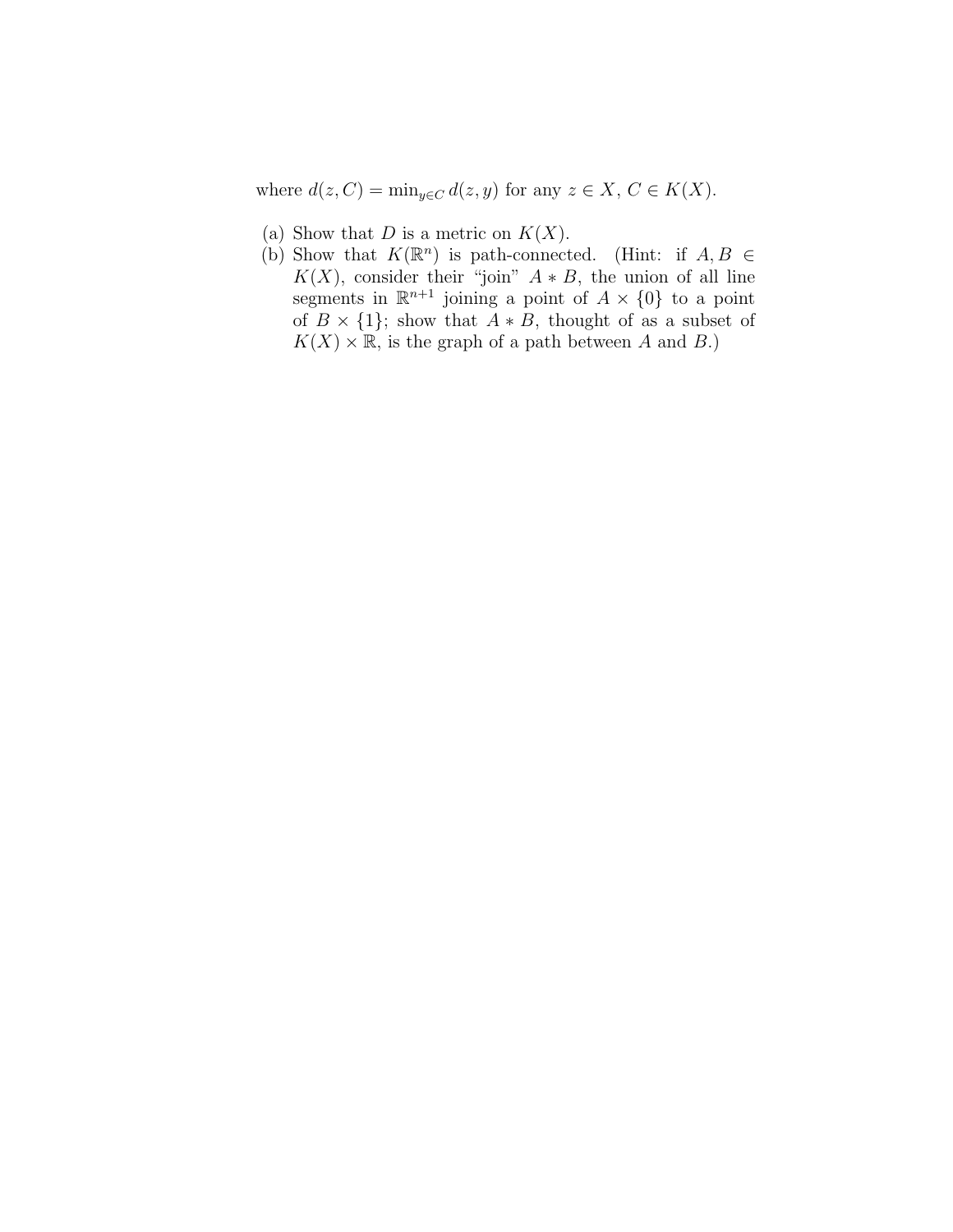where $d(z, C) = \min_{y \in C} d(z, y)$ for any $z \in X$, $C \in K(X)$.

(a) Show that $D$ is a metric on $K(X)$.

(b) Show that $K(\mathbb{R}^n)$ is path-connected. (Hint: if $A, B \in K(X)$, consider their "join" $A * B$, the union of all line segments in $\mathbb{R}^{n+1}$ joining a point of $A \times \{0\}$ to a point of $B \times \{1\}$; show that $A * B$, thought of as a subset of $K(X) \times \mathbb{R}$, is the graph of a path between $A$ and $B$.)